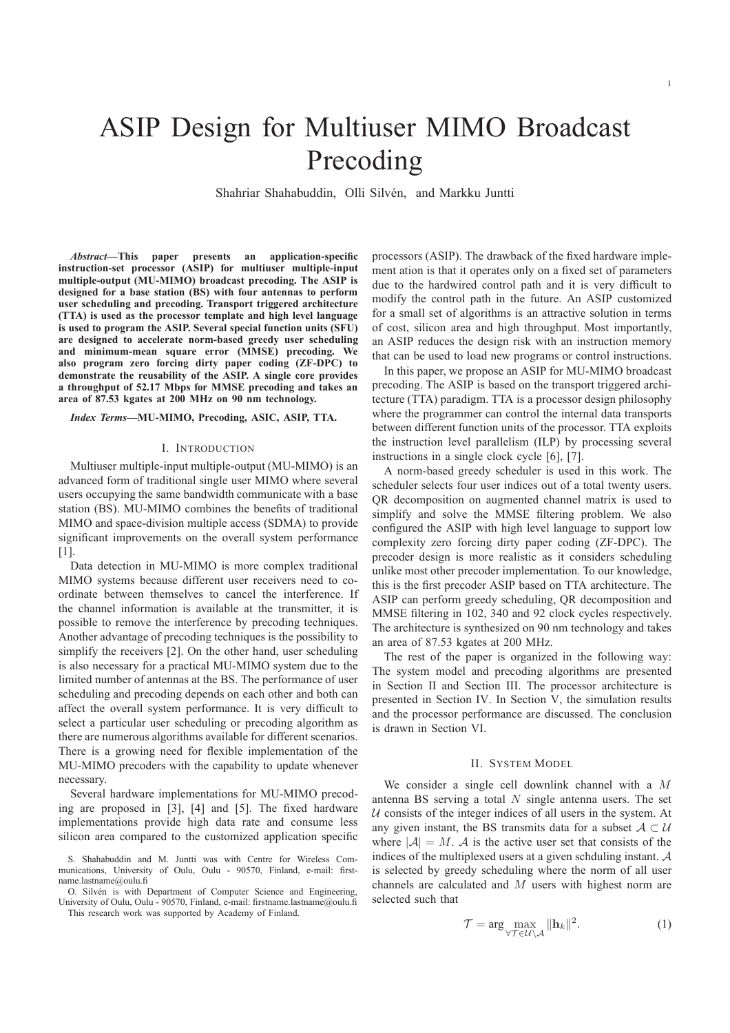# ASIP Design for Multiuser MIMO Broadcast Precoding

Shahriar Shahabuddin, Olli Silvén, and Markku Juntti

***Abstract*—This paper presents an application-specific instruction-set processor (ASIP) for multiuser multiple-input multiple-output (MU-MIMO) broadcast precoding. The ASIP is designed for a base station (BS) with four antennas to perform user scheduling and precoding. Transport triggered architecture (TTA) is used as the processor template and high level language is used to program the ASIP. Several special function units (SFU) are designed to accelerate norm-based greedy user scheduling and minimum-mean square error (MMSE) precoding. We also program zero forcing dirty paper coding (ZF-DPC) to demonstrate the reusability of the ASIP. A single core provides a throughput of 52.17 Mbps for MMSE precoding and takes an area of 87.53 kgates at 200 MHz on 90 nm technology.**

***Index Terms*—MU-MIMO, Precoding, ASIC, ASIP, TTA.**

## I. Introduction

Multiuser multiple-input multiple-output (MU-MIMO) is an advanced form of traditional single user MIMO where several users occupying the same bandwidth communicate with a base station (BS). MU-MIMO combines the benefits of traditional MIMO and space-division multiple access (SDMA) to provide significant improvements on the overall system performance [1].

Data detection in MU-MIMO is more complex traditional MIMO systems because different user receivers need to coordinate between themselves to cancel the interference. If the channel information is available at the transmitter, it is possible to remove the interference by precoding techniques. Another advantage of precoding techniques is the possibility to simplify the receivers [2]. On the other hand, user scheduling is also necessary for a practical MU-MIMO system due to the limited number of antennas at the BS. The performance of user scheduling and precoding depends on each other and both can affect the overall system performance. It is very difficult to select a particular user scheduling or precoding algorithm as there are numerous algorithms available for different scenarios. There is a growing need for flexible implementation of the MU-MIMO precoders with the capability to update whenever necessary.

Several hardware implementations for MU-MIMO precoding are proposed in [3], [4] and [5]. The fixed hardware implementations provide high data rate and consume less silicon area compared to the customized application specific processors (ASIP). The drawback of the fixed hardware implement ation is that it operates only on a fixed set of parameters due to the hardwired control path and it is very difficult to modify the control path in the future. An ASIP customized for a small set of algorithms is an attractive solution in terms of cost, silicon area and high throughput. Most importantly, an ASIP reduces the design risk with an instruction memory that can be used to load new programs or control instructions.

In this paper, we propose an ASIP for MU-MIMO broadcast precoding. The ASIP is based on the transport triggered architecture (TTA) paradigm. TTA is a processor design philosophy where the programmer can control the internal data transports between different function units of the processor. TTA exploits the instruction level parallelism (ILP) by processing several instructions in a single clock cycle [6], [7].

A norm-based greedy scheduler is used in this work. The scheduler selects four user indices out of a total twenty users. QR decomposition on augmented channel matrix is used to simplify and solve the MMSE filtering problem. We also configured the ASIP with high level language to support low complexity zero forcing dirty paper coding (ZF-DPC). The precoder design is more realistic as it considers scheduling unlike most other precoder implementation. To our knowledge, this is the first precoder ASIP based on TTA architecture. The ASIP can perform greedy scheduling, QR decomposition and MMSE filtering in 102, 340 and 92 clock cycles respectively. The architecture is synthesized on 90 nm technology and takes an area of 87.53 kgates at 200 MHz.

The rest of the paper is organized in the following way: The system model and precoding algorithms are presented in Section II and Section III. The processor architecture is presented in Section IV. In Section V, the simulation results and the processor performance are discussed. The conclusion is drawn in Section VI.

## II. System Model

We consider a single cell downlink channel with a $M$ antenna BS serving a total $N$ single antenna users. The set $\mathcal{U}$ consists of the integer indices of all users in the system. At any given instant, the BS transmits data for a subset $\mathcal{A} \subset \mathcal{U}$ where $|\mathcal{A}| = M$. $\mathcal{A}$ is the active user set that consists of the indices of the multiplexed users at a given schduling instant. $\mathcal{A}$ is selected by greedy scheduling where the norm of all user channels are calculated and $M$ users with highest norm are selected such that

$$\mathcal{T} = \arg \max_{\forall \mathcal{T} \in \mathcal{U} \setminus \mathcal{A}} \|\mathbf{h}_k\|^2. \tag{1}$$

S. Shahabuddin and M. Juntti was with Centre for Wireless Communications, University of Oulu, Oulu - 90570, Finland, e-mail: firstname.lastname@oulu.fi

O. Silvén is with Department of Computer Science and Engineering, University of Oulu, Oulu - 90570, Finland, e-mail: firstname.lastname@oulu.fi

This research work was supported by Academy of Finland.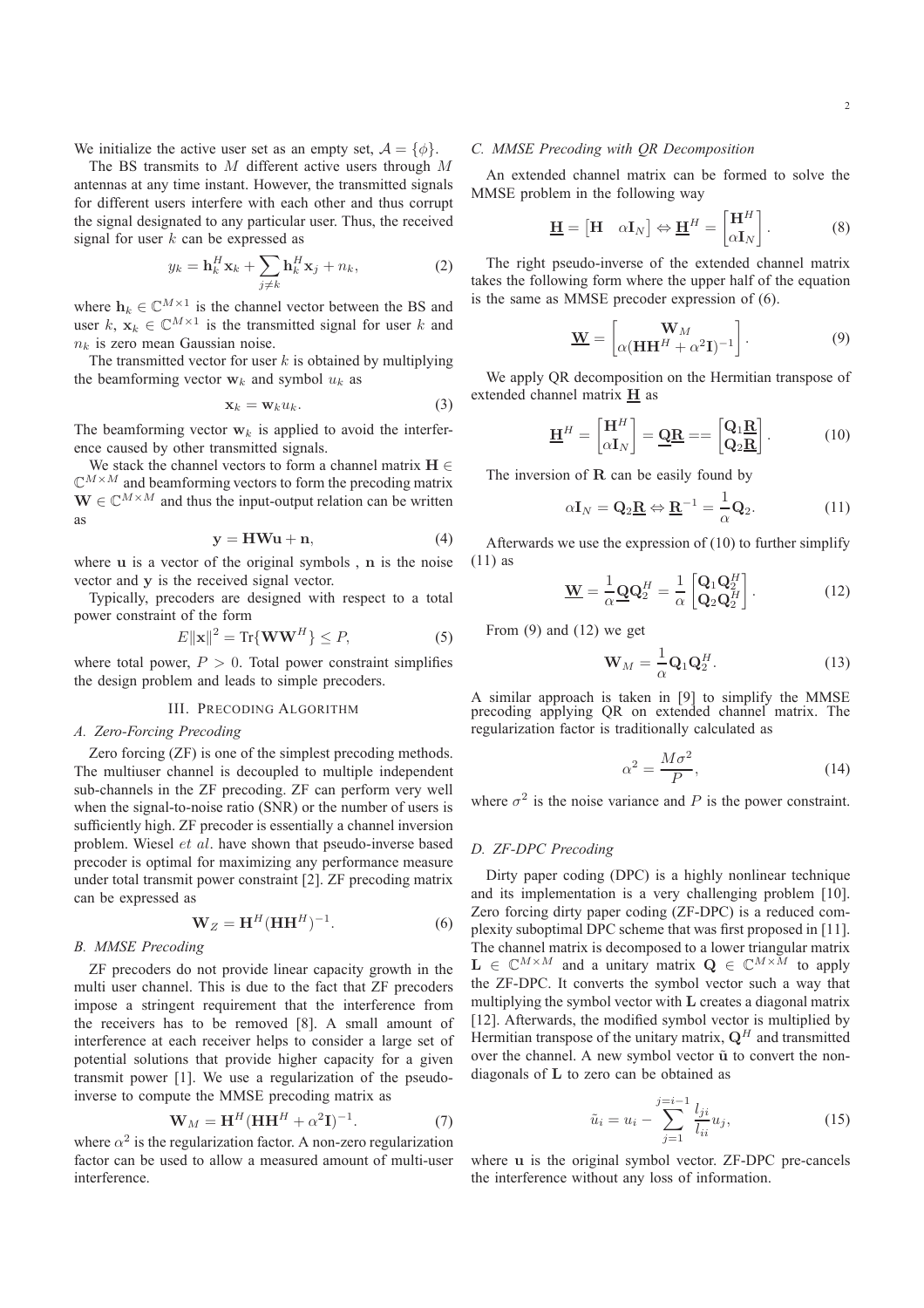We initialize the active user set as an empty set, $\mathcal{A} = \{\phi\}$.

The BS transmits to $M$ different active users through $M$ antennas at any time instant. However, the transmitted signals for different users interfere with each other and thus corrupt the signal designated to any particular user. Thus, the received signal for user $k$ can be expressed as

$$y_k = \mathbf{h}_k^H \mathbf{x}_k + \sum_{j \neq k} \mathbf{h}_k^H \mathbf{x}_j + n_k, \tag{2}$$

where $\mathbf{h}_k \in \mathbb{C}^{M \times 1}$ is the channel vector between the BS and user $k$, $\mathbf{x}_k \in \mathbb{C}^{M \times 1}$ is the transmitted signal for user $k$ and $n_k$ is zero mean Gaussian noise.

The transmitted vector for user $k$ is obtained by multiplying the beamforming vector $\mathbf{w}_k$ and symbol $u_k$ as

$$\mathbf{x}_k = \mathbf{w}_k u_k. \tag{3}$$

The beamforming vector $\mathbf{w}_k$ is applied to avoid the interference caused by other transmitted signals.

We stack the channel vectors to form a channel matrix $\mathbf{H} \in \mathbb{C}^{M \times M}$ and beamforming vectors to form the precoding matrix $\mathbf{W} \in \mathbb{C}^{M \times M}$ and thus the input-output relation can be written as

$$\mathbf{y} = \mathbf{H}\mathbf{W}\mathbf{u} + \mathbf{n}, \tag{4}$$

where $\mathbf{u}$ is a vector of the original symbols , $\mathbf{n}$ is the noise vector and $\mathbf{y}$ is the received signal vector.

Typically, precoders are designed with respect to a total power constraint of the form

$$E\|\mathbf{x}\|^2 = \text{Tr}\{\mathbf{W}\mathbf{W}^H\} \leq P, \tag{5}$$

where total power, $P > 0$. Total power constraint simplifies the design problem and leads to simple precoders.

## III. Precoding Algorithm

### A. Zero-Forcing Precoding

Zero forcing (ZF) is one of the simplest precoding methods. The multiuser channel is decoupled to multiple independent sub-channels in the ZF precoding. ZF can perform very well when the signal-to-noise ratio (SNR) or the number of users is sufficiently high. ZF precoder is essentially a channel inversion problem. Wiesel *et al.* have shown that pseudo-inverse based precoder is optimal for maximizing any performance measure under total transmit power constraint [2]. ZF precoding matrix can be expressed as

$$\mathbf{W}_Z = \mathbf{H}^H(\mathbf{H}\mathbf{H}^H)^{-1}. \tag{6}$$

### B. MMSE Precoding

ZF precoders do not provide linear capacity growth in the multi user channel. This is due to the fact that ZF precoders impose a stringent requirement that the interference from the receivers has to be removed [8]. A small amount of interference at each receiver helps to consider a large set of potential solutions that provide higher capacity for a given transmit power [1]. We use a regularization of the pseudo-inverse to compute the MMSE precoding matrix as

$$\mathbf{W}_M = \mathbf{H}^H(\mathbf{H}\mathbf{H}^H + \alpha^2\mathbf{I})^{-1}. \tag{7}$$

where $\alpha^2$ is the regularization factor. A non-zero regularization factor can be used to allow a measured amount of multi-user interference.

### C. MMSE Precoding with QR Decomposition

An extended channel matrix can be formed to solve the MMSE problem in the following way

$$\underline{\mathbf{H}} = \begin{bmatrix} \mathbf{H} & \alpha\mathbf{I}_N \end{bmatrix} \Leftrightarrow \underline{\mathbf{H}}^H = \begin{bmatrix} \mathbf{H}^H \\ \alpha\mathbf{I}_N \end{bmatrix}. \tag{8}$$

The right pseudo-inverse of the extended channel matrix takes the following form where the upper half of the equation is the same as MMSE precoder expression of (6).

$$\underline{\mathbf{W}} = \begin{bmatrix} \mathbf{W}_M \\ \alpha(\mathbf{H}\mathbf{H}^H + \alpha^2\mathbf{I})^{-1} \end{bmatrix}. \tag{9}$$

We apply QR decomposition on the Hermitian transpose of extended channel matrix $\underline{\mathbf{H}}$ as

$$\underline{\mathbf{H}}^H = \begin{bmatrix} \mathbf{H}^H \\ \alpha\mathbf{I}_N \end{bmatrix} = \underline{\mathbf{Q}}\underline{\mathbf{R}} == \begin{bmatrix} \mathbf{Q}_1\underline{\mathbf{R}} \\ \mathbf{Q}_2\underline{\mathbf{R}} \end{bmatrix}. \tag{10}$$

The inversion of $\mathbf{R}$ can be easily found by

$$\alpha\mathbf{I}_N = \mathbf{Q}_2\underline{\mathbf{R}} \Leftrightarrow \underline{\mathbf{R}}^{-1} = \frac{1}{\alpha}\mathbf{Q}_2. \tag{11}$$

Afterwards we use the expression of (10) to further simplify (11) as

$$\underline{\mathbf{W}} = \frac{1}{\alpha}\underline{\mathbf{Q}}\mathbf{Q}_2^H = \frac{1}{\alpha}\begin{bmatrix} \mathbf{Q}_1\mathbf{Q}_2^H \\ \mathbf{Q}_2\mathbf{Q}_2^H \end{bmatrix}. \tag{12}$$

From (9) and (12) we get

$$\mathbf{W}_M = \frac{1}{\alpha}\mathbf{Q}_1\mathbf{Q}_2^H. \tag{13}$$

A similar approach is taken in [9] to simplify the MMSE precoding applying QR on extended channel matrix. The regularization factor is traditionally calculated as

$$\alpha^2 = \frac{M\sigma^2}{P}, \tag{14}$$

where $\sigma^2$ is the noise variance and $P$ is the power constraint.

### D. ZF-DPC Precoding

Dirty paper coding (DPC) is a highly nonlinear technique and its implementation is a very challenging problem [10]. Zero forcing dirty paper coding (ZF-DPC) is a reduced complexity suboptimal DPC scheme that was first proposed in [11]. The channel matrix is decomposed to a lower triangular matrix $\mathbf{L} \in \mathbb{C}^{M \times M}$ and a unitary matrix $\mathbf{Q} \in \mathbb{C}^{M \times M}$ to apply the ZF-DPC. It converts the symbol vector such a way that multiplying the symbol vector with $\mathbf{L}$ creates a diagonal matrix [12]. Afterwards, the modified symbol vector is multiplied by Hermitian transpose of the unitary matrix, $\mathbf{Q}^H$ and transmitted over the channel. A new symbol vector $\tilde{\mathbf{u}}$ to convert the non-diagonals of $\mathbf{L}$ to zero can be obtained as

$$\tilde{u}_i = u_i - \sum_{j=1}^{j=i-1} \frac{l_{ji}}{l_{ii}} u_j, \tag{15}$$

where $\mathbf{u}$ is the original symbol vector. ZF-DPC pre-cancels the interference without any loss of information.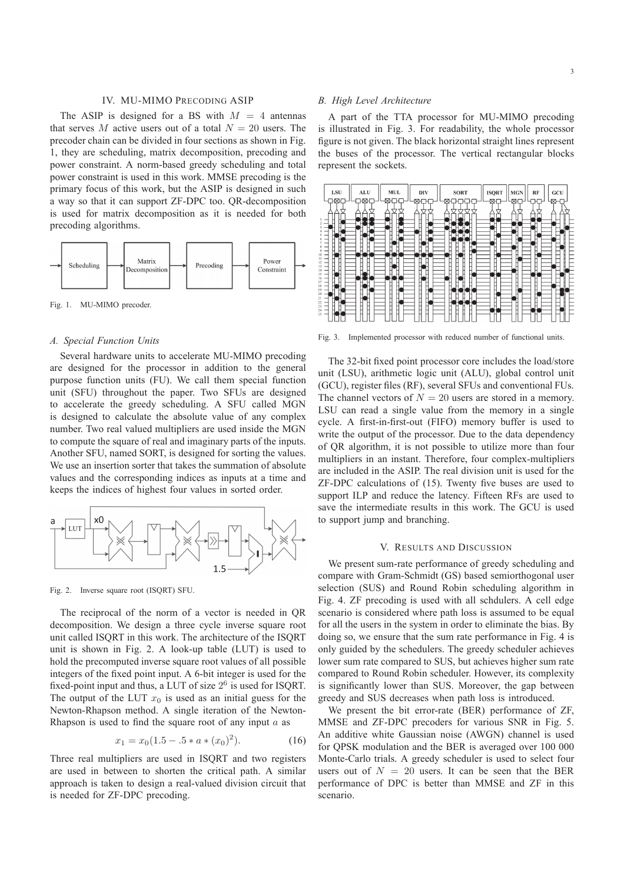## IV. MU-MIMO Precoding ASIP

The ASIP is designed for a BS with $M = 4$ antennas that serves $M$ active users out of a total $N = 20$ users. The precoder chain can be divided in four sections as shown in Fig. 1, they are scheduling, matrix decomposition, precoding and power constraint. A norm-based greedy scheduling and total power constraint is used in this work. MMSE precoding is the primary focus of this work, but the ASIP is designed in such a way so that it can support ZF-DPC too. QR-decomposition is used for matrix decomposition as it is needed for both precoding algorithms.

Scheduling

Matrix Decomposition

Precoding

Power Constraint

Fig. 1. MU-MIMO precoder.

### A. Special Function Units

Several hardware units to accelerate MU-MIMO precoding are designed for the processor in addition to the general purpose function units (FU). We call them special function unit (SFU) throughout the paper. Two SFUs are designed to accelerate the greedy scheduling. A SFU called MGN is designed to calculate the absolute value of any complex number. Two real valued multipliers are used inside the MGN to compute the square of real and imaginary parts of the inputs. Another SFU, named SORT, is designed for sorting the values. We use an insertion sorter that takes the summation of absolute values and the corresponding indices as inputs at a time and keeps the indices of highest four values in sorted order.

a

LUT

x0

1.5

Fig. 2. Inverse square root (ISQRT) SFU.

The reciprocal of the norm of a vector is needed in QR decomposition. We design a three cycle inverse square root unit called ISQRT in this work. The architecture of the ISQRT unit is shown in Fig. 2. A look-up table (LUT) is used to hold the precomputed inverse square root values of all possible integers of the fixed point input. A 6-bit integer is used for the fixed-point input and thus, a LUT of size $2^6$ is used for ISQRT. The output of the LUT $x_0$ is used as an initial guess for the Newton-Rhapson method. A single iteration of the Newton-Rhapson is used to find the square root of any input $a$ as

$$x_1 = x_0(1.5 - .5 * a * (x_0)^2). \tag{16}$$

Three real multipliers are used in ISQRT and two registers are used in between to shorten the critical path. A similar approach is taken to design a real-valued division circuit that is needed for ZF-DPC precoding.

### B. High Level Architecture

A part of the TTA processor for MU-MIMO precoding is illustrated in Fig. 3. For readability, the whole processor figure is not given. The black horizontal straight lines represent the buses of the processor. The vertical rectangular blocks represent the sockets.

LSU ALU MUL DIV SORT ISQRT MGN RF GCU

Fig. 3. Implemented processor with reduced number of functional units.

The 32-bit fixed point processor core includes the load/store unit (LSU), arithmetic logic unit (ALU), global control unit (GCU), register files (RF), several SFUs and conventional FUs. The channel vectors of $N = 20$ users are stored in a memory. LSU can read a single value from the memory in a single cycle. A first-in-first-out (FIFO) memory buffer is used to write the output of the processor. Due to the data dependency of QR algorithm, it is not possible to utilize more than four multipliers in an instant. Therefore, four complex-multipliers are included in the ASIP. The real division unit is used for the ZF-DPC calculations of (15). Twenty five buses are used to support ILP and reduce the latency. Fifteen RFs are used to save the intermediate results in this work. The GCU is used to support jump and branching.

## V. Results and Discussion

We present sum-rate performance of greedy scheduling and compare with Gram-Schmidt (GS) based semiorthogonal user selection (SUS) and Round Robin scheduling algorithm in Fig. 4. ZF precoding is used with all schdulers. A cell edge scenario is considered where path loss is assumed to be equal for all the users in the system in order to eliminate the bias. By doing so, we ensure that the sum rate performance in Fig. 4 is only guided by the schedulers. The greedy scheduler achieves lower sum rate compared to SUS, but achieves higher sum rate compared to Round Robin scheduler. However, its complexity is significantly lower than SUS. Moreover, the gap between greedy and SUS decreases when path loss is introduced.

We present the bit error-rate (BER) performance of ZF, MMSE and ZF-DPC precoders for various SNR in Fig. 5. An additive white Gaussian noise (AWGN) channel is used for QPSK modulation and the BER is averaged over 100 000 Monte-Carlo trials. A greedy scheduler is used to select four users out of $N = 20$ users. It can be seen that the BER performance of DPC is better than MMSE and ZF in this scenario.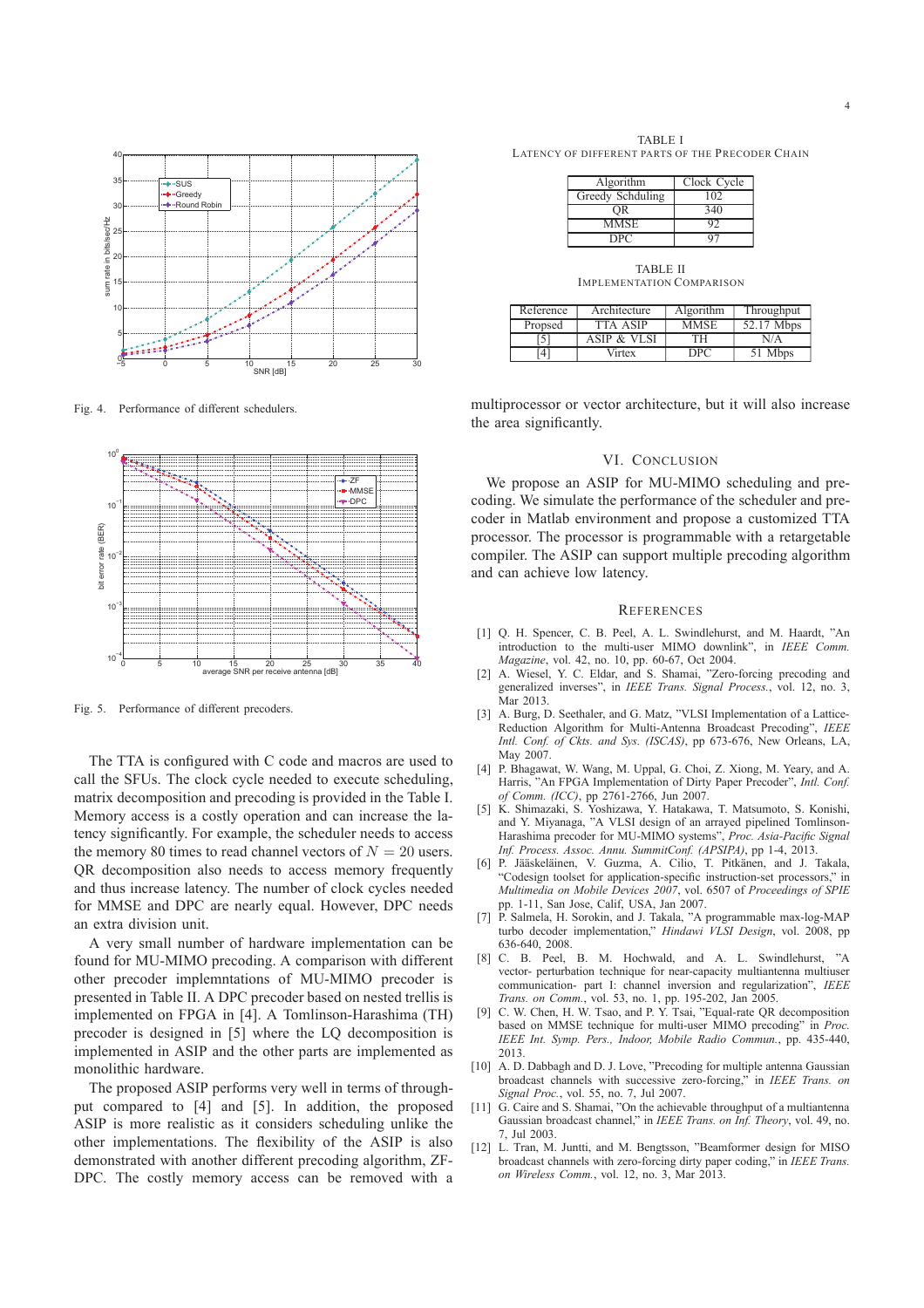40
35
30
25
20
15
10
5
0
sum rate in bits/sec/Hz
SUS
Greedy
Round Robin
−5
0
5
10
15
20
25
30
SNR [dB]

Fig. 4. Performance of different schedulers.

10^0
10^-1
10^-2
10^-3
10^-4
bit error rate (BER)
ZF
MMSE
DPC
0
5
10
15
20
25
30
35
40
average SNR per receive antenna [dB]

Fig. 5. Performance of different precoders.

The TTA is configured with C code and macros are used to call the SFUs. The clock cycle needed to execute scheduling, matrix decomposition and precoding is provided in the Table I. Memory access is a costly operation and can increase the latency significantly. For example, the scheduler needs to access the memory 80 times to read channel vectors of $N = 20$ users. QR decomposition also needs to access memory frequently and thus increase latency. The number of clock cycles needed for MMSE and DPC are nearly equal. However, DPC needs an extra division unit.

A very small number of hardware implementation can be found for MU-MIMO precoding. A comparison with different other precoder implemntations of MU-MIMO precoder is presented in Table II. A DPC precoder based on nested trellis is implemented on FPGA in [4]. A Tomlinson-Harashima (TH) precoder is designed in [5] where the LQ decomposition is implemented in ASIP and the other parts are implemented as monolithic hardware.

The proposed ASIP performs very well in terms of throughput compared to [4] and [5]. In addition, the proposed ASIP is more realistic as it considers scheduling unlike the other implementations. The flexibility of the ASIP is also demonstrated with another different precoding algorithm, ZF-DPC. The costly memory access can be removed with a multiprocessor or vector architecture, but it will also increase the area significantly.

TABLE I
LATENCY OF DIFFERENT PARTS OF THE PRECODER CHAIN

| Algorithm | Clock Cycle |
|---|---|
| Greedy Schduling | 102 |
| QR | 340 |
| MMSE | 92 |
| DPC | 97 |

TABLE II
IMPLEMENTATION COMPARISON

| Reference | Architecture | Algorithm | Throughput |
|---|---|---|---|
| Propsed | TTA ASIP | MMSE | 52.17 Mbps |
| [5] | ASIP & VLSI | TH | N/A |
| [4] | Virtex | DPC | 51 Mbps |

## VI. Conclusion

We propose an ASIP for MU-MIMO scheduling and precoding. We simulate the performance of the scheduler and precoder in Matlab environment and propose a customized TTA processor. The processor is programmable with a retargetable compiler. The ASIP can support multiple precoding algorithm and can achieve low latency.

## References

[1] Q. H. Spencer, C. B. Peel, A. L. Swindlehurst, and M. Haardt, "An introduction to the multi-user MIMO downlink", in *IEEE Comm. Magazine*, vol. 42, no. 10, pp. 60-67, Oct 2004.

[2] A. Wiesel, Y. C. Eldar, and S. Shamai, "Zero-forcing precoding and generalized inverses", in *IEEE Trans. Signal Process.*, vol. 12, no. 3, Mar 2013.

[3] A. Burg, D. Seethaler, and G. Matz, "VLSI Implementation of a Lattice-Reduction Algorithm for Multi-Antenna Broadcast Precoding", *IEEE Intl. Conf. of Ckts. and Sys. (ISCAS)*, pp 673-676, New Orleans, LA, May 2007.

[4] P. Bhagawat, W. Wang, M. Uppal, G. Choi, Z. Xiong, M. Yeary, and A. Harris, "An FPGA Implementation of Dirty Paper Precoder", *Intl. Conf. of Comm. (ICC)*, pp 2761-2766, Jun 2007.

[5] K. Shimazaki, S. Yoshizawa, Y. Hatakawa, T. Matsumoto, S. Konishi, and Y. Miyanaga, "A VLSI design of an arrayed pipelined Tomlinson-Harashima precoder for MU-MIMO systems", *Proc. Asia-Pacific Signal Inf. Process. Assoc. Annu. SummitConf. (APSIPA)*, pp 1-4, 2013.

[6] P. Jääskeläinen, V. Guzma, A. Cilio, T. Pitkänen, and J. Takala, "Codesign toolset for application-specific instruction-set processors," in *Multimedia on Mobile Devices 2007*, vol. 6507 of *Proceedings of SPIE* pp. 1-11, San Jose, Calif, USA, Jan 2007.

[7] P. Salmela, H. Sorokin, and J. Takala, "A programmable max-log-MAP turbo decoder implementation," *Hindawi VLSI Design*, vol. 2008, pp 636-640, 2008.

[8] C. B. Peel, B. M. Hochwald, and A. L. Swindlehurst, "A vector- perturbation technique for near-capacity multiantenna multiuser communication- part I: channel inversion and regularization", *IEEE Trans. on Comm.*, vol. 53, no. 1, pp. 195-202, Jan 2005.

[9] C. W. Chen, H. W. Tsao, and P. Y. Tsai, "Equal-rate QR decomposition based on MMSE technique for multi-user MIMO precoding" in *Proc. IEEE Int. Symp. Pers., Indoor, Mobile Radio Commun.*, pp. 435-440, 2013.

[10] A. D. Dabbagh and D. J. Love, "Precoding for multiple antenna Gaussian broadcast channels with successive zero-forcing," in *IEEE Trans. on Signal Proc.*, vol. 55, no. 7, Jul 2007.

[11] G. Caire and S. Shamai, "On the achievable throughput of a multiantenna Gaussian broadcast channel," in *IEEE Trans. on Inf. Theory*, vol. 49, no. 7, Jul 2003.

[12] L. Tran, M. Juntti, and M. Bengtsson, "Beamformer design for MISO broadcast channels with zero-forcing dirty paper coding," in *IEEE Trans. on Wireless Comm.*, vol. 12, no. 3, Mar 2013.